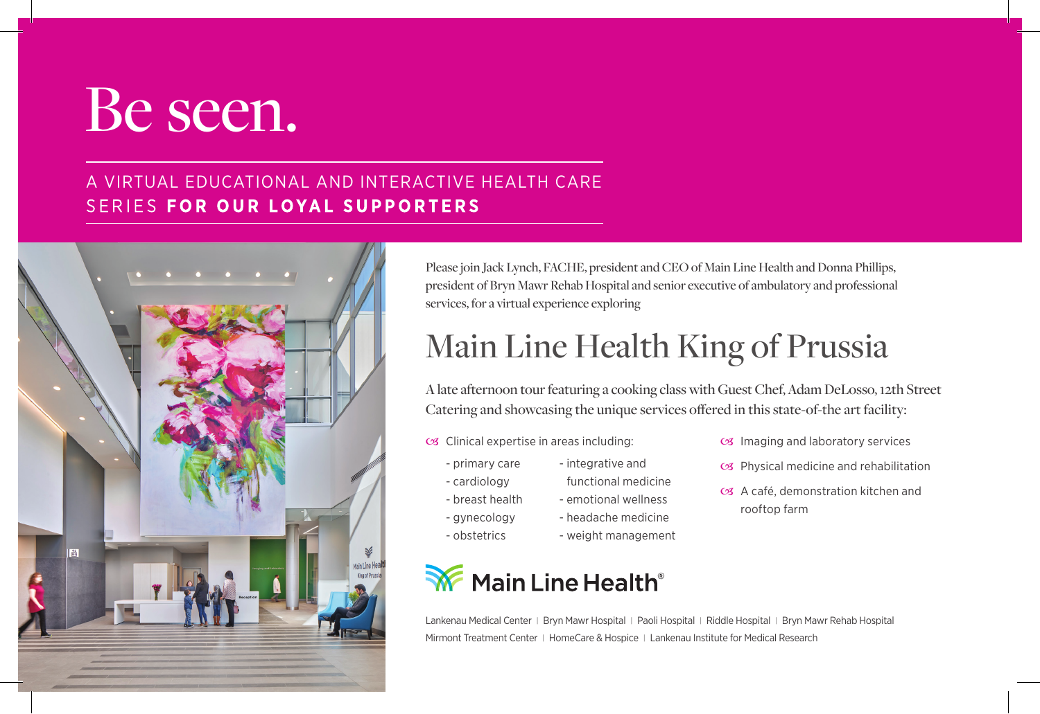# Be seen.

A VIRTUAL EDUCATIONAL AND INTERACTIVE HEALTH CARE SERIES **FOR OUR LOYAL SUPPORTERS**

Please join Jack Lynch, FACHE, president and CEO of Main Line Health and Donna Phillips, president of Bryn Mawr Rehab Hospital and senior executive of ambulatory and professional services, for a virtual experience exploring

## Main Line Health King of Prussia

A late afternoon tour featuring a cooking class with Guest Chef, Adam DeLosso, 12th Street Catering and showcasing the unique services offered in this state-of-the art facility:

- Clinical expertise in areas including:
  - primary care
  - cardiology
  - breast health
  - gynecology
  - obstetrics
  - integrative and functional medicine
  - emotional wellness
  - headache medicine
  - weight management
- Imaging and laboratory services
- Physical medicine and rehabilitation
- A café, demonstration kitchen and rooftop farm

**Main Line Health®**

Lankenau Medical Center | Bryn Mawr Hospital | Paoli Hospital | Riddle Hospital | Bryn Mawr Rehab Hospital
Mirmont Treatment Center | HomeCare & Hospice | Lankenau Institute for Medical Research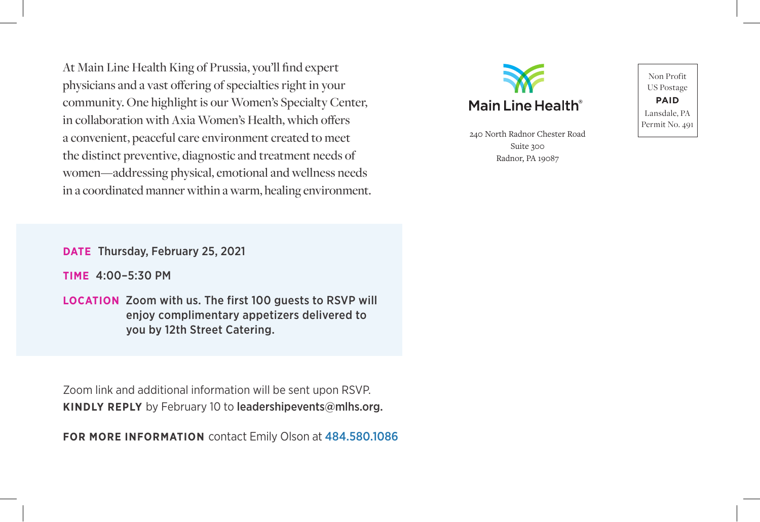At Main Line Health King of Prussia, you'll find expert physicians and a vast offering of specialties right in your community. One highlight is our Women's Specialty Center, in collaboration with Axia Women's Health, which offers a convenient, peaceful care environment created to meet the distinct preventive, diagnostic and treatment needs of women—addressing physical, emotional and wellness needs in a coordinated manner within a warm, healing environment.

Main Line Health®

240 North Radnor Chester Road
Suite 300
Radnor, PA 19087

Non Profit
US Postage
**PAID**
Lansdale, PA
Permit No. 491

**DATE** Thursday, February 25, 2021

**TIME** 4:00–5:30 PM

**LOCATION** Zoom with us. The first 100 guests to RSVP will enjoy complimentary appetizers delivered to you by 12th Street Catering.

Zoom link and additional information will be sent upon RSVP.
**KINDLY REPLY** by February 10 to leadershipevents@mlhs.org.

**FOR MORE INFORMATION** contact Emily Olson at 484.580.1086